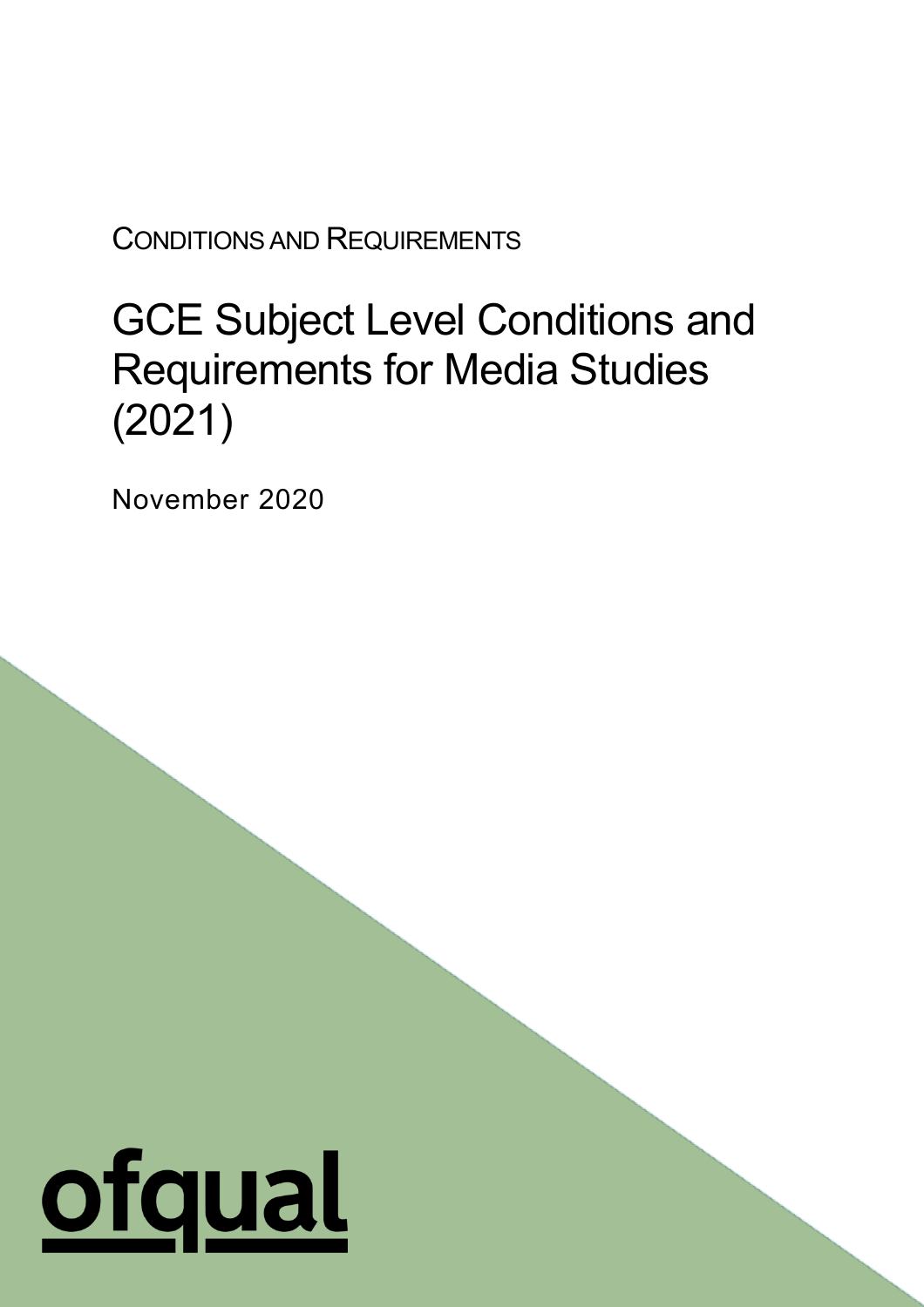CONDITIONS AND REQUIREMENTS

# GCE Subject Level Conditions and Requirements for Media Studies (2021)

November 2020

ofqual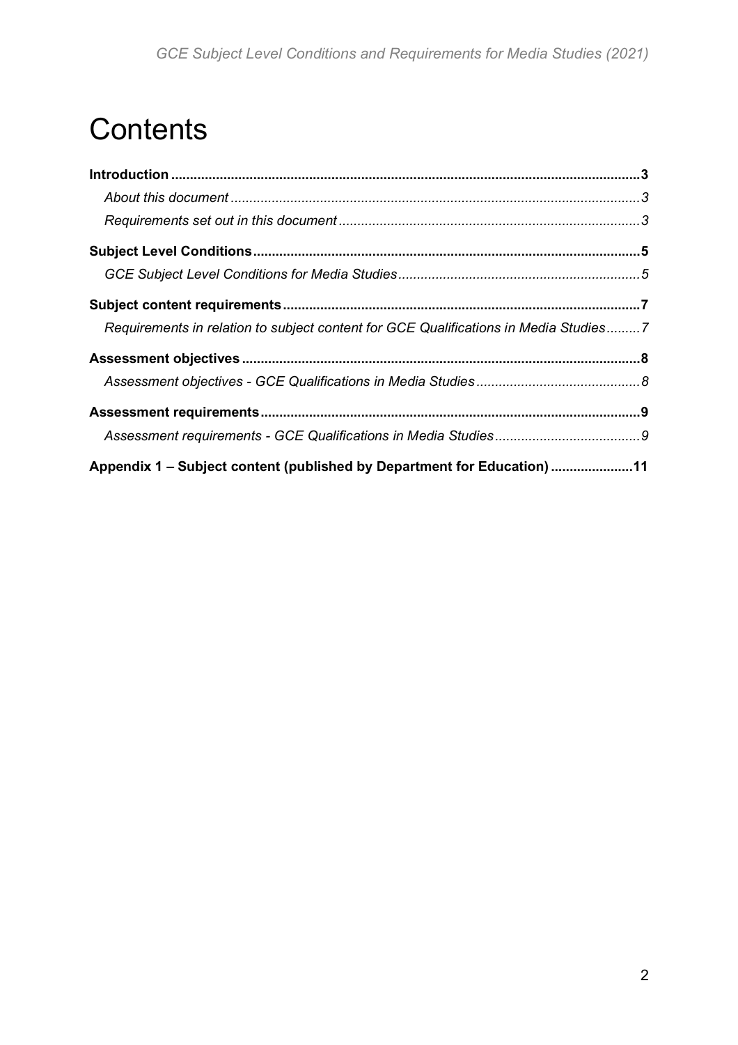# Contents

**Introduction** ............................................................ **3**

*About this document* ............................................................ *3*

*Requirements set out in this document* ............................................................ *3*

**Subject Level Conditions** ............................................................ **5**

*GCE Subject Level Conditions for Media Studies* ............................................................ *5*

**Subject content requirements** ............................................................ **7**

*Requirements in relation to subject content for GCE Qualifications in Media Studies* ......... *7*

**Assessment objectives** ............................................................ **8**

*Assessment objectives - GCE Qualifications in Media Studies* ............................................................ *8*

**Assessment requirements** ............................................................ **9**

*Assessment requirements - GCE Qualifications in Media Studies* ............................................................ *9*

**Appendix 1 – Subject content (published by Department for Education)** ...................... **11**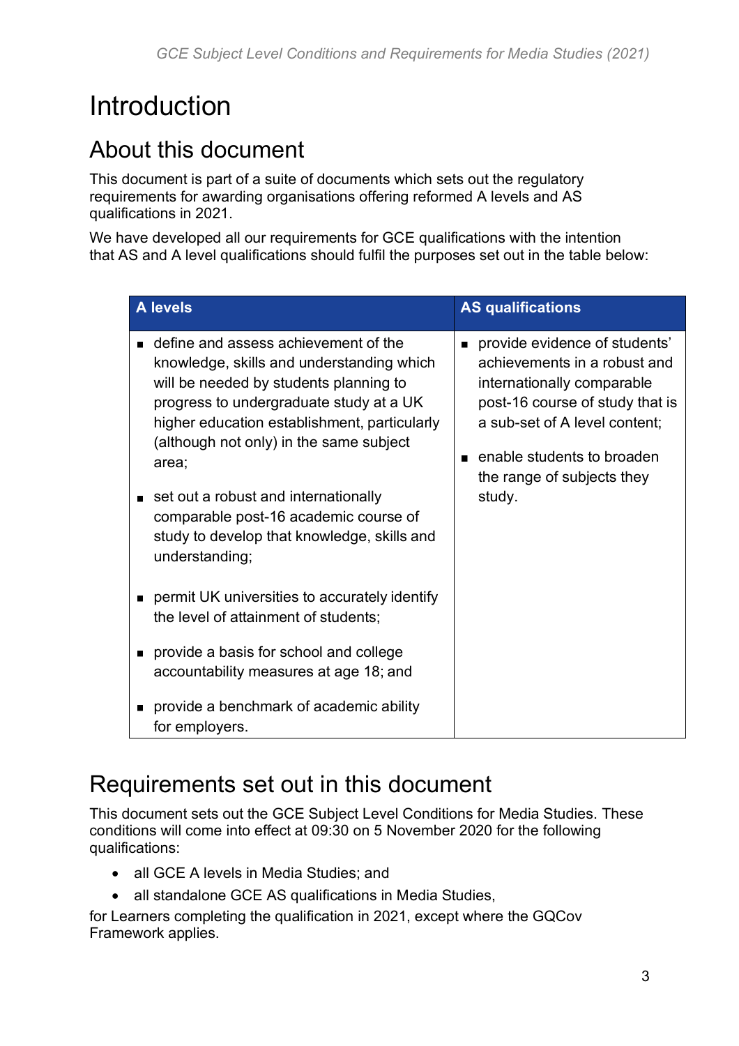# Introduction

## About this document

This document is part of a suite of documents which sets out the regulatory requirements for awarding organisations offering reformed A levels and AS qualifications in 2021.

We have developed all our requirements for GCE qualifications with the intention that AS and A level qualifications should fulfil the purposes set out in the table below:

| A levels | AS qualifications |
|---|---|
| ▪ define and assess achievement of the knowledge, skills and understanding which will be needed by students planning to progress to undergraduate study at a UK higher education establishment, particularly (although not only) in the same subject area;<br><br>▪ set out a robust and internationally comparable post-16 academic course of study to develop that knowledge, skills and understanding;<br><br>▪ permit UK universities to accurately identify the level of attainment of students;<br><br>▪ provide a basis for school and college accountability measures at age 18; and<br><br>▪ provide a benchmark of academic ability for employers. | ▪ provide evidence of students' achievements in a robust and internationally comparable post-16 course of study that is a sub-set of A level content;<br><br>▪ enable students to broaden the range of subjects they study. |

## Requirements set out in this document

This document sets out the GCE Subject Level Conditions for Media Studies. These conditions will come into effect at 09:30 on 5 November 2020 for the following qualifications:

- all GCE A levels in Media Studies; and
- all standalone GCE AS qualifications in Media Studies,

for Learners completing the qualification in 2021, except where the GQCov Framework applies.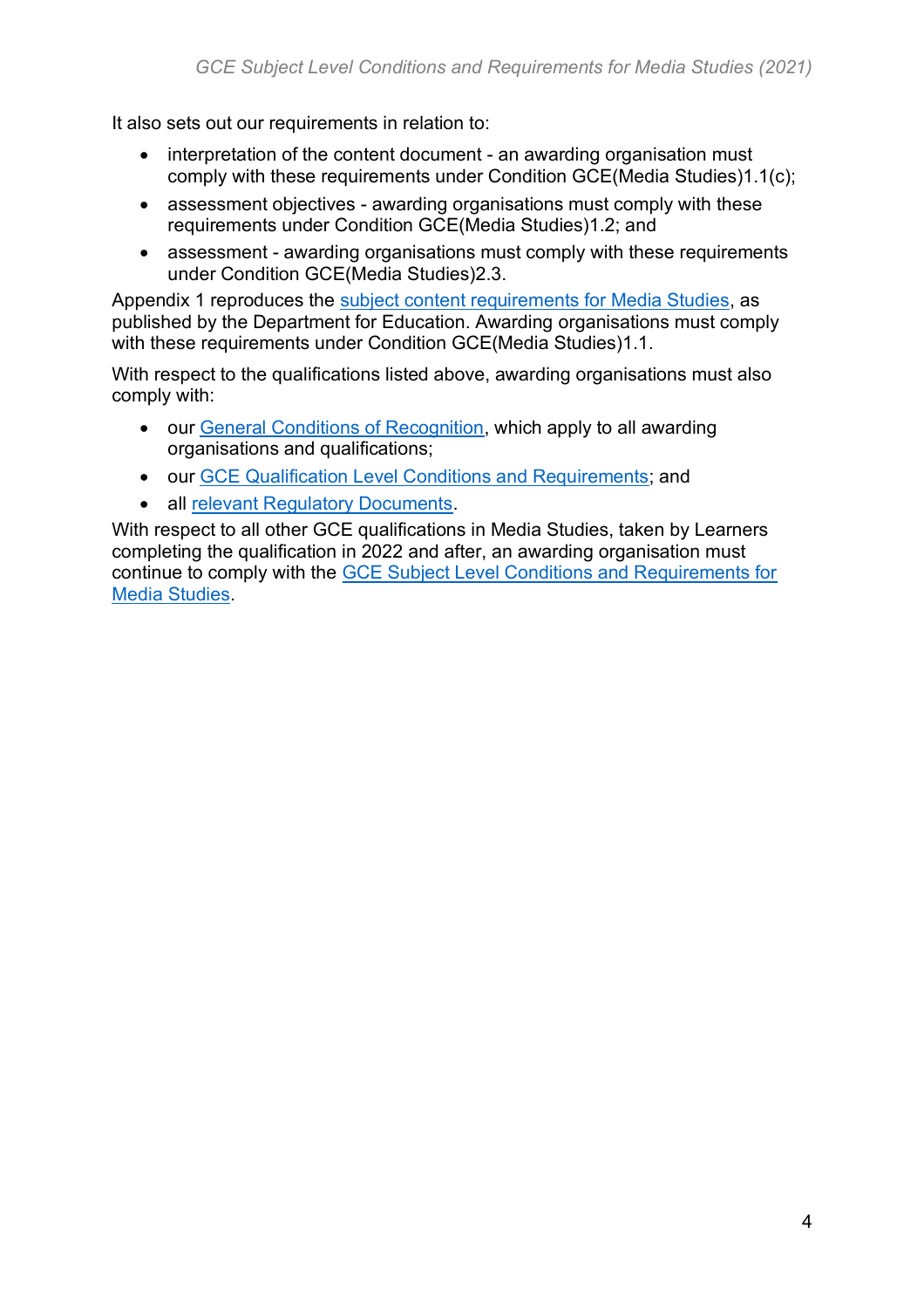It also sets out our requirements in relation to:

- interpretation of the content document - an awarding organisation must comply with these requirements under Condition GCE(Media Studies)1.1(c);
- assessment objectives - awarding organisations must comply with these requirements under Condition GCE(Media Studies)1.2; and
- assessment - awarding organisations must comply with these requirements under Condition GCE(Media Studies)2.3.

Appendix 1 reproduces the subject content requirements for Media Studies, as published by the Department for Education. Awarding organisations must comply with these requirements under Condition GCE(Media Studies)1.1.

With respect to the qualifications listed above, awarding organisations must also comply with:

- our General Conditions of Recognition, which apply to all awarding organisations and qualifications;
- our GCE Qualification Level Conditions and Requirements; and
- all relevant Regulatory Documents.

With respect to all other GCE qualifications in Media Studies, taken by Learners completing the qualification in 2022 and after, an awarding organisation must continue to comply with the GCE Subject Level Conditions and Requirements for Media Studies.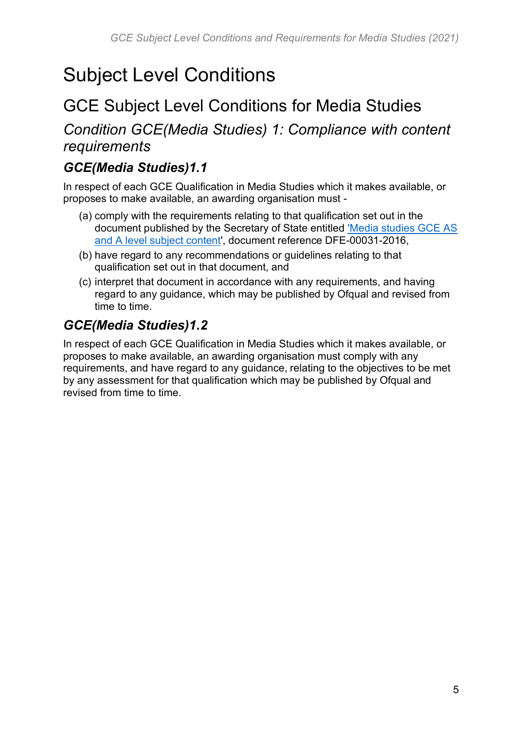# Subject Level Conditions

## GCE Subject Level Conditions for Media Studies

### *Condition GCE(Media Studies) 1: Compliance with content requirements*

#### ***GCE(Media Studies)1.1***

In respect of each GCE Qualification in Media Studies which it makes available, or proposes to make available, an awarding organisation must -

(a) comply with the requirements relating to that qualification set out in the document published by the Secretary of State entitled 'Media studies GCE AS and A level subject content', document reference DFE-00031-2016,

(b) have regard to any recommendations or guidelines relating to that qualification set out in that document, and

(c) interpret that document in accordance with any requirements, and having regard to any guidance, which may be published by Ofqual and revised from time to time.

#### ***GCE(Media Studies)1.2***

In respect of each GCE Qualification in Media Studies which it makes available, or proposes to make available, an awarding organisation must comply with any requirements, and have regard to any guidance, relating to the objectives to be met by any assessment for that qualification which may be published by Ofqual and revised from time to time.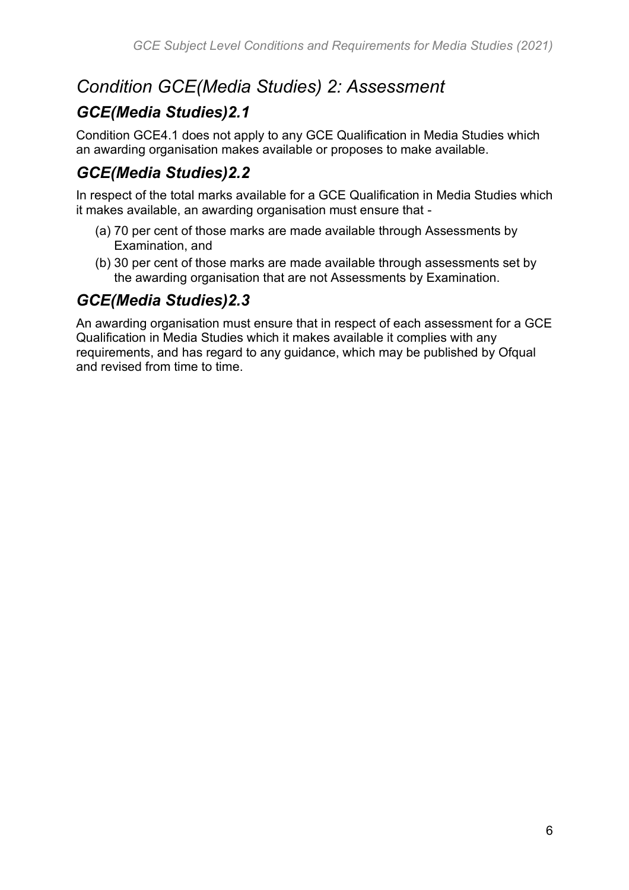## *Condition GCE(Media Studies) 2: Assessment*

### *GCE(Media Studies)2.1*

Condition GCE4.1 does not apply to any GCE Qualification in Media Studies which an awarding organisation makes available or proposes to make available.

### *GCE(Media Studies)2.2*

In respect of the total marks available for a GCE Qualification in Media Studies which it makes available, an awarding organisation must ensure that -

(a) 70 per cent of those marks are made available through Assessments by Examination, and

(b) 30 per cent of those marks are made available through assessments set by the awarding organisation that are not Assessments by Examination.

### *GCE(Media Studies)2.3*

An awarding organisation must ensure that in respect of each assessment for a GCE Qualification in Media Studies which it makes available it complies with any requirements, and has regard to any guidance, which may be published by Ofqual and revised from time to time.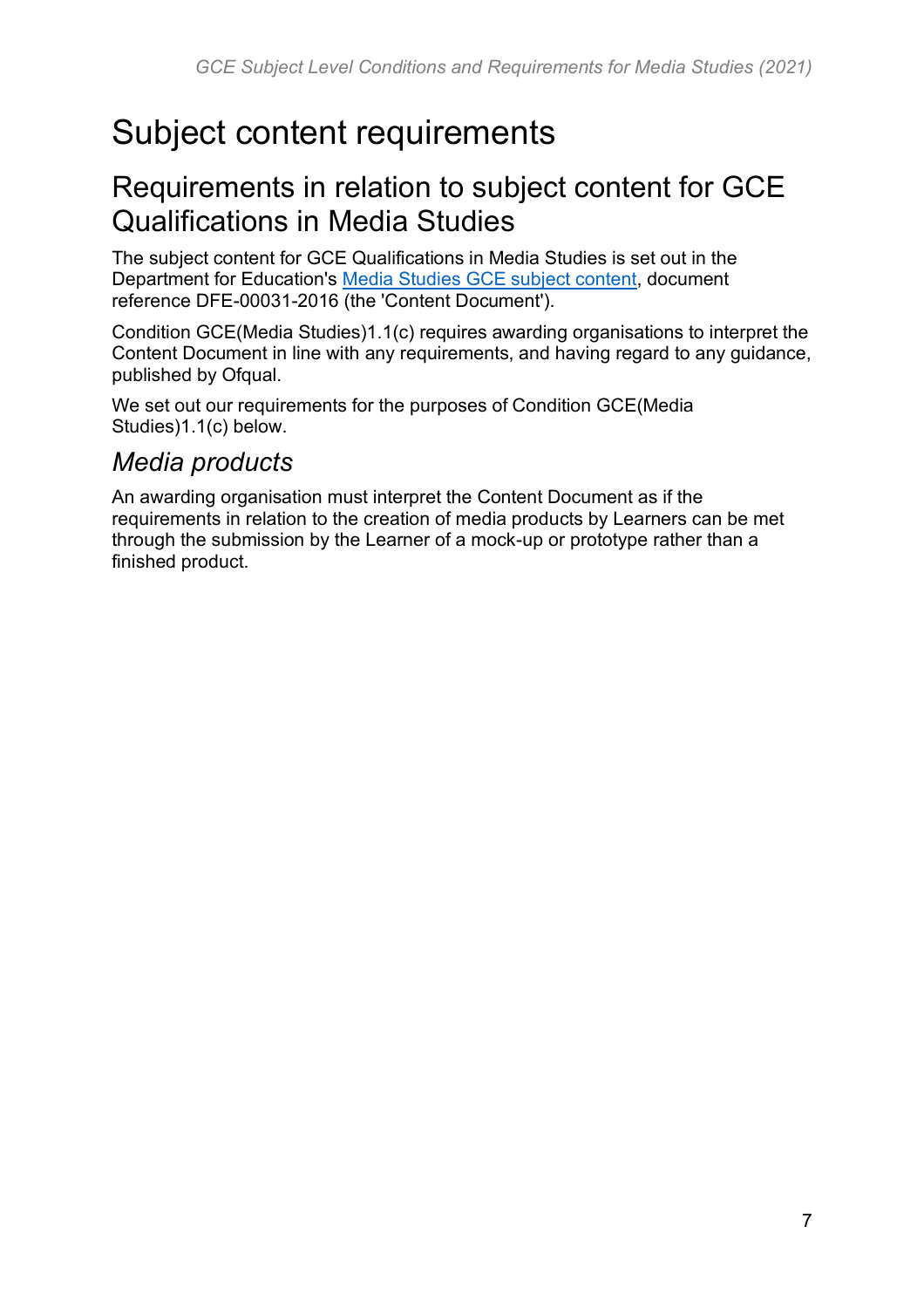# Subject content requirements

## Requirements in relation to subject content for GCE Qualifications in Media Studies

The subject content for GCE Qualifications in Media Studies is set out in the Department for Education's [Media Studies GCE subject content](), document reference DFE-00031-2016 (the 'Content Document').

Condition GCE(Media Studies)1.1(c) requires awarding organisations to interpret the Content Document in line with any requirements, and having regard to any guidance, published by Ofqual.

We set out our requirements for the purposes of Condition GCE(Media Studies)1.1(c) below.

### *Media products*

An awarding organisation must interpret the Content Document as if the requirements in relation to the creation of media products by Learners can be met through the submission by the Learner of a mock-up or prototype rather than a finished product.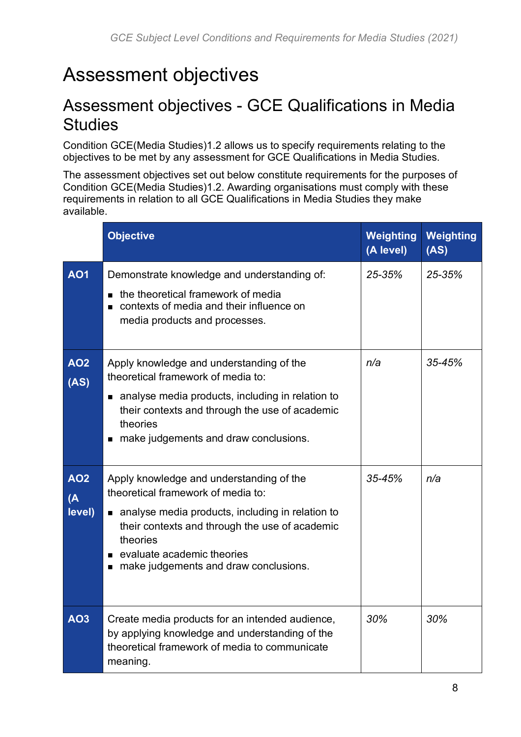# Assessment objectives

## Assessment objectives - GCE Qualifications in Media Studies

Condition GCE(Media Studies)1.2 allows us to specify requirements relating to the objectives to be met by any assessment for GCE Qualifications in Media Studies.

The assessment objectives set out below constitute requirements for the purposes of Condition GCE(Media Studies)1.2. Awarding organisations must comply with these requirements in relation to all GCE Qualifications in Media Studies they make available.

| | Objective | Weighting (A level) | Weighting (AS) |
|---|---|---|---|
| **AO1** | Demonstrate knowledge and understanding of:<br>▪ the theoretical framework of media<br>▪ contexts of media and their influence on media products and processes. | *25-35%* | *25-35%* |
| **AO2 (AS)** | Apply knowledge and understanding of the theoretical framework of media to:<br>▪ analyse media products, including in relation to their contexts and through the use of academic theories<br>▪ make judgements and draw conclusions. | *n/a* | *35-45%* |
| **AO2 (A level)** | Apply knowledge and understanding of the theoretical framework of media to:<br>▪ analyse media products, including in relation to their contexts and through the use of academic theories<br>▪ evaluate academic theories<br>▪ make judgements and draw conclusions. | *35-45%* | *n/a* |
| **AO3** | Create media products for an intended audience, by applying knowledge and understanding of the theoretical framework of media to communicate meaning. | *30%* | *30%* |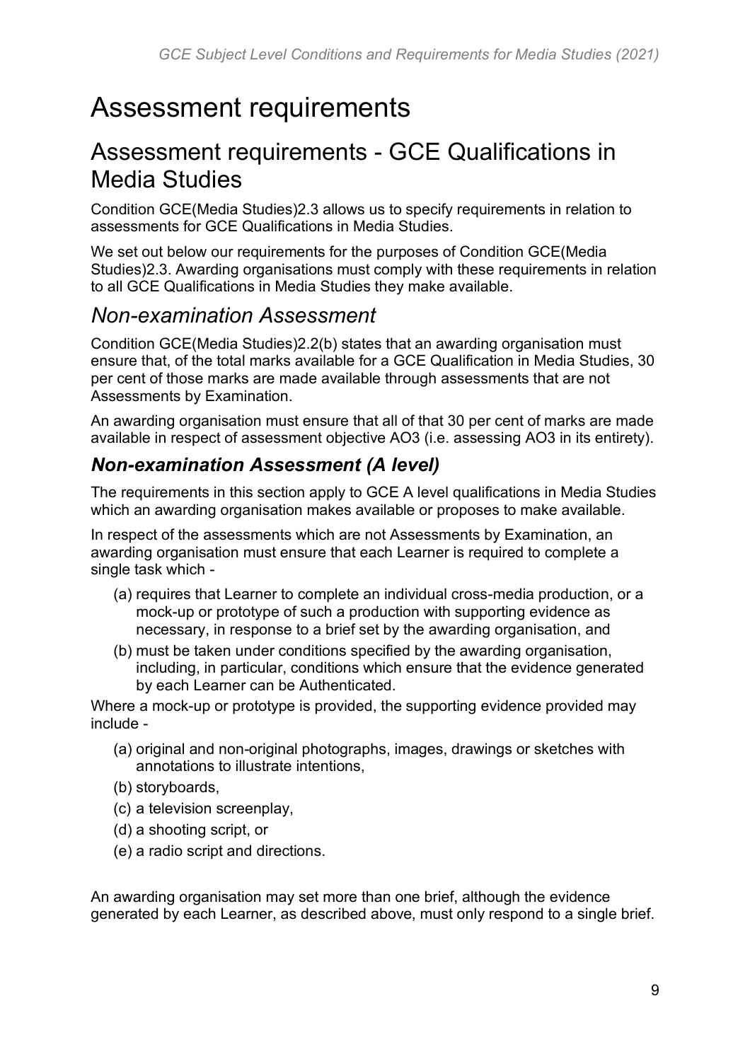# Assessment requirements

## Assessment requirements - GCE Qualifications in Media Studies

Condition GCE(Media Studies)2.3 allows us to specify requirements in relation to assessments for GCE Qualifications in Media Studies.

We set out below our requirements for the purposes of Condition GCE(Media Studies)2.3. Awarding organisations must comply with these requirements in relation to all GCE Qualifications in Media Studies they make available.

## *Non-examination Assessment*

Condition GCE(Media Studies)2.2(b) states that an awarding organisation must ensure that, of the total marks available for a GCE Qualification in Media Studies, 30 per cent of those marks are made available through assessments that are not Assessments by Examination.

An awarding organisation must ensure that all of that 30 per cent of marks are made available in respect of assessment objective AO3 (i.e. assessing AO3 in its entirety).

### *Non-examination Assessment (A level)*

The requirements in this section apply to GCE A level qualifications in Media Studies which an awarding organisation makes available or proposes to make available.

In respect of the assessments which are not Assessments by Examination, an awarding organisation must ensure that each Learner is required to complete a single task which -

(a) requires that Learner to complete an individual cross-media production, or a mock-up or prototype of such a production with supporting evidence as necessary, in response to a brief set by the awarding organisation, and

(b) must be taken under conditions specified by the awarding organisation, including, in particular, conditions which ensure that the evidence generated by each Learner can be Authenticated.

Where a mock-up or prototype is provided, the supporting evidence provided may include -

(a) original and non-original photographs, images, drawings or sketches with annotations to illustrate intentions,

(b) storyboards,

(c) a television screenplay,

(d) a shooting script, or

(e) a radio script and directions.

An awarding organisation may set more than one brief, although the evidence generated by each Learner, as described above, must only respond to a single brief.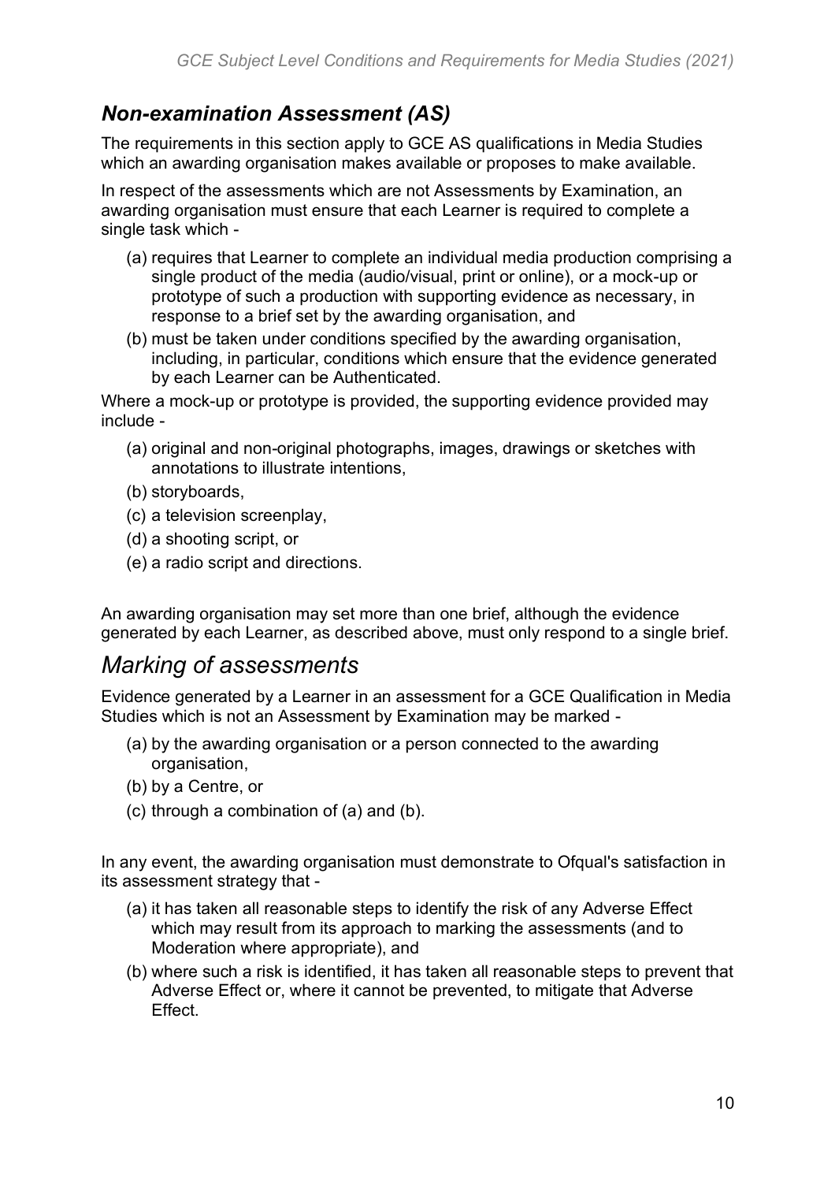## *Non-examination Assessment (AS)*

The requirements in this section apply to GCE AS qualifications in Media Studies which an awarding organisation makes available or proposes to make available.

In respect of the assessments which are not Assessments by Examination, an awarding organisation must ensure that each Learner is required to complete a single task which -

- (a) requires that Learner to complete an individual media production comprising a single product of the media (audio/visual, print or online), or a mock-up or prototype of such a production with supporting evidence as necessary, in response to a brief set by the awarding organisation, and
- (b) must be taken under conditions specified by the awarding organisation, including, in particular, conditions which ensure that the evidence generated by each Learner can be Authenticated.

Where a mock-up or prototype is provided, the supporting evidence provided may include -

- (a) original and non-original photographs, images, drawings or sketches with annotations to illustrate intentions,
- (b) storyboards,
- (c) a television screenplay,
- (d) a shooting script, or
- (e) a radio script and directions.

An awarding organisation may set more than one brief, although the evidence generated by each Learner, as described above, must only respond to a single brief.

## *Marking of assessments*

Evidence generated by a Learner in an assessment for a GCE Qualification in Media Studies which is not an Assessment by Examination may be marked -

- (a) by the awarding organisation or a person connected to the awarding organisation,
- (b) by a Centre, or
- (c) through a combination of (a) and (b).

In any event, the awarding organisation must demonstrate to Ofqual's satisfaction in its assessment strategy that -

- (a) it has taken all reasonable steps to identify the risk of any Adverse Effect which may result from its approach to marking the assessments (and to Moderation where appropriate), and
- (b) where such a risk is identified, it has taken all reasonable steps to prevent that Adverse Effect or, where it cannot be prevented, to mitigate that Adverse Effect.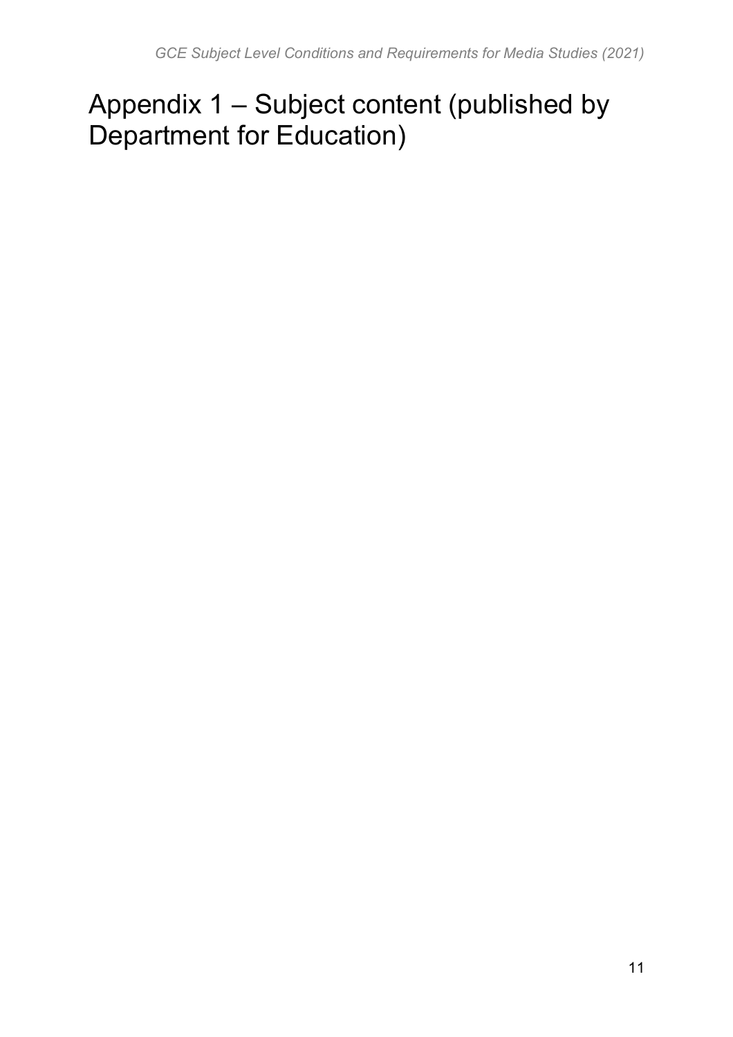# Appendix 1 – Subject content (published by Department for Education)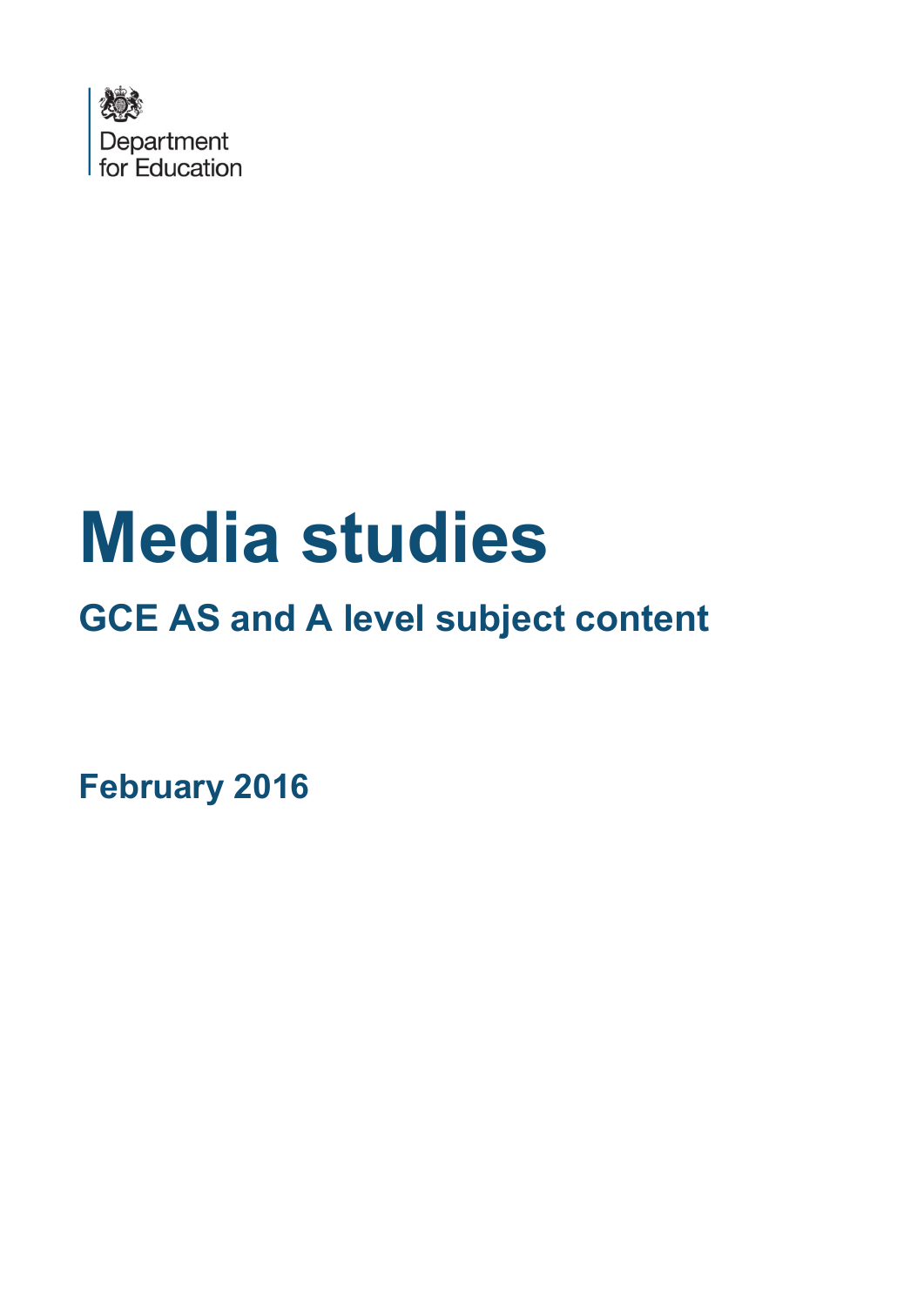Department for Education

# Media studies

## GCE AS and A level subject content

**February 2016**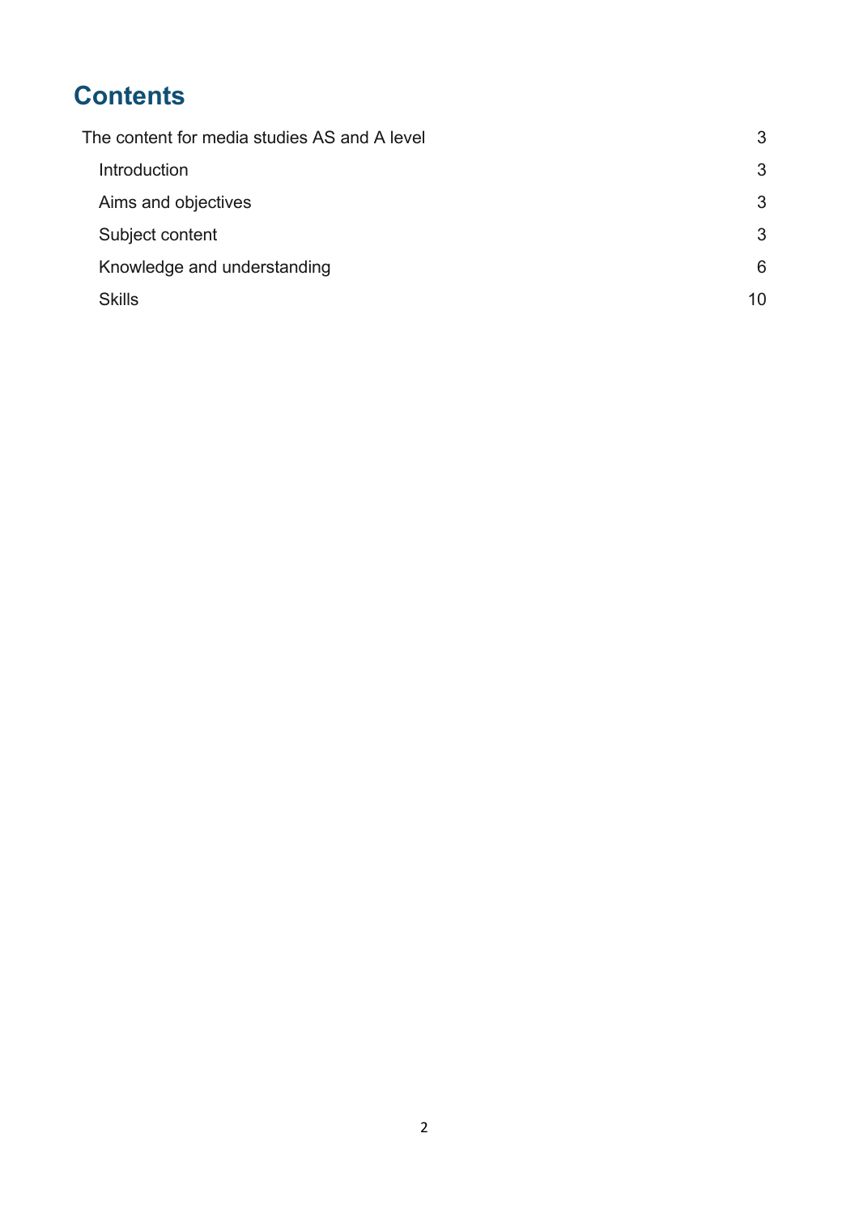# Contents

The content for media studies AS and A level 3

- Introduction 3
- Aims and objectives 3
- Subject content 3
- Knowledge and understanding 6
- Skills 10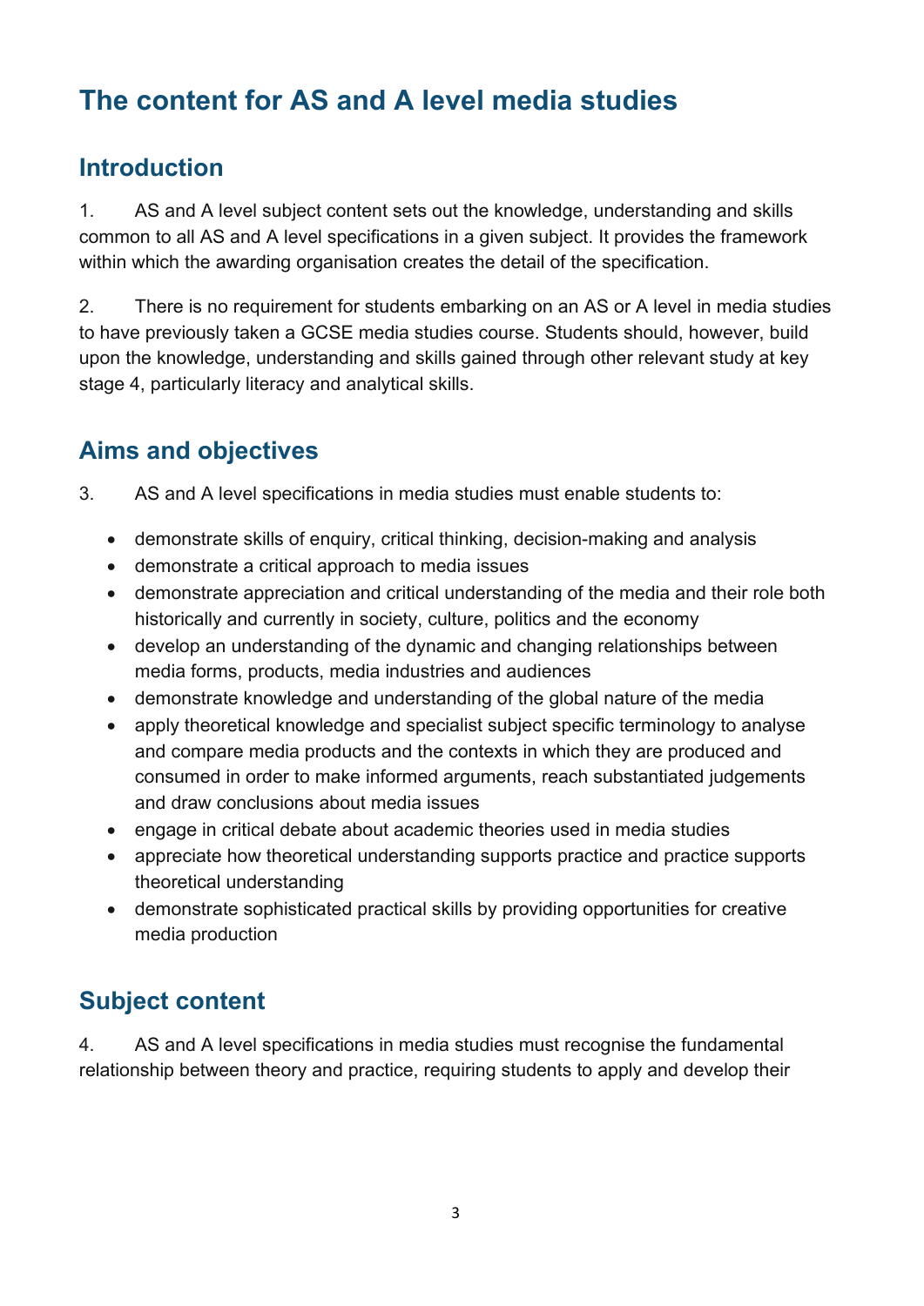# The content for AS and A level media studies

## Introduction

1. AS and A level subject content sets out the knowledge, understanding and skills common to all AS and A level specifications in a given subject. It provides the framework within which the awarding organisation creates the detail of the specification.

2. There is no requirement for students embarking on an AS or A level in media studies to have previously taken a GCSE media studies course. Students should, however, build upon the knowledge, understanding and skills gained through other relevant study at key stage 4, particularly literacy and analytical skills.

## Aims and objectives

3. AS and A level specifications in media studies must enable students to:

- demonstrate skills of enquiry, critical thinking, decision-making and analysis
- demonstrate a critical approach to media issues
- demonstrate appreciation and critical understanding of the media and their role both historically and currently in society, culture, politics and the economy
- develop an understanding of the dynamic and changing relationships between media forms, products, media industries and audiences
- demonstrate knowledge and understanding of the global nature of the media
- apply theoretical knowledge and specialist subject specific terminology to analyse and compare media products and the contexts in which they are produced and consumed in order to make informed arguments, reach substantiated judgements and draw conclusions about media issues
- engage in critical debate about academic theories used in media studies
- appreciate how theoretical understanding supports practice and practice supports theoretical understanding
- demonstrate sophisticated practical skills by providing opportunities for creative media production

## Subject content

4. AS and A level specifications in media studies must recognise the fundamental relationship between theory and practice, requiring students to apply and develop their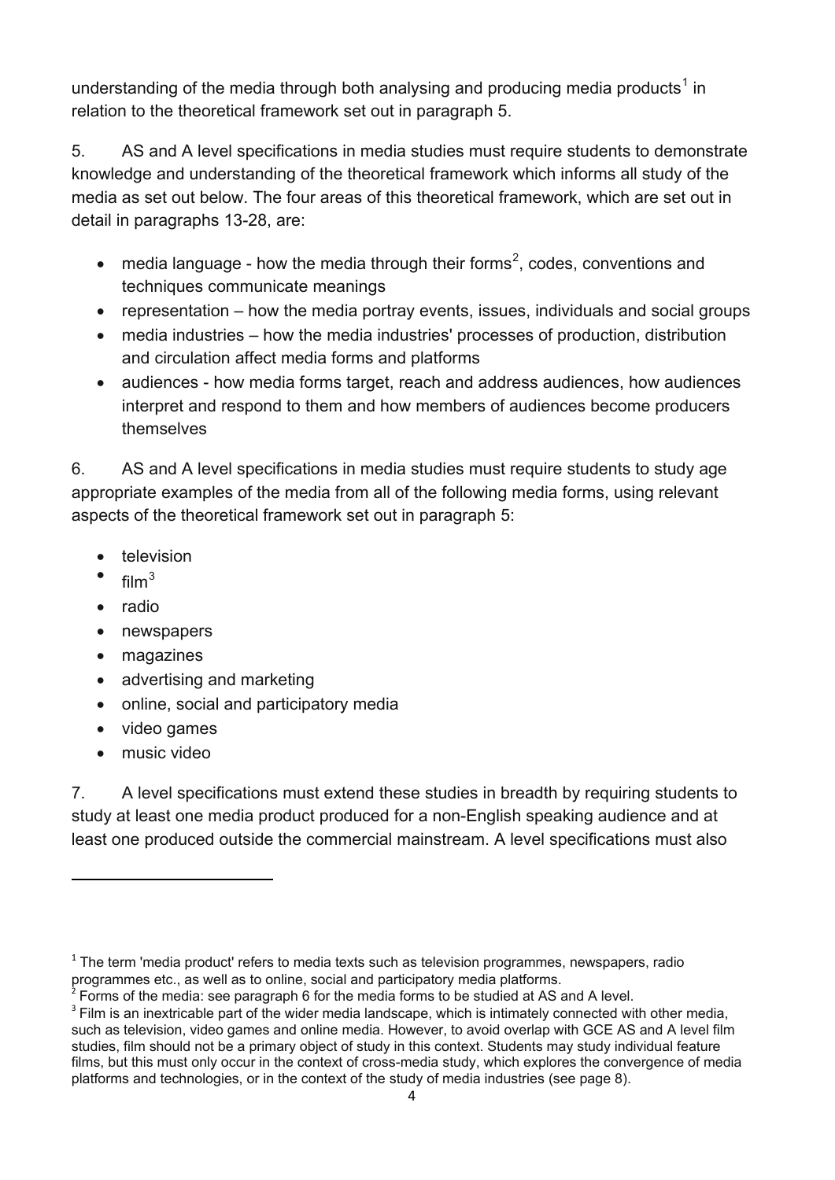understanding of the media through both analysing and producing media products[1] in relation to the theoretical framework set out in paragraph 5.

5. AS and A level specifications in media studies must require students to demonstrate knowledge and understanding of the theoretical framework which informs all study of the media as set out below. The four areas of this theoretical framework, which are set out in detail in paragraphs 13-28, are:

- media language - how the media through their forms[2], codes, conventions and techniques communicate meanings
- representation – how the media portray events, issues, individuals and social groups
- media industries – how the media industries' processes of production, distribution and circulation affect media forms and platforms
- audiences - how media forms target, reach and address audiences, how audiences interpret and respond to them and how members of audiences become producers themselves

6. AS and A level specifications in media studies must require students to study age appropriate examples of the media from all of the following media forms, using relevant aspects of the theoretical framework set out in paragraph 5:

- television
- film[3]
- radio
- newspapers
- magazines
- advertising and marketing
- online, social and participatory media
- video games
- music video

7. A level specifications must extend these studies in breadth by requiring students to study at least one media product produced for a non-English speaking audience and at least one produced outside the commercial mainstream. A level specifications must also

---

[1] The term 'media product' refers to media texts such as television programmes, newspapers, radio programmes etc., as well as to online, social and participatory media platforms.

[2] Forms of the media: see paragraph 6 for the media forms to be studied at AS and A level.

[3] Film is an inextricable part of the wider media landscape, which is intimately connected with other media, such as television, video games and online media. However, to avoid overlap with GCE AS and A level film studies, film should not be a primary object of study in this context. Students may study individual feature films, but this must only occur in the context of cross-media study, which explores the convergence of media platforms and technologies, or in the context of the study of media industries (see page 8).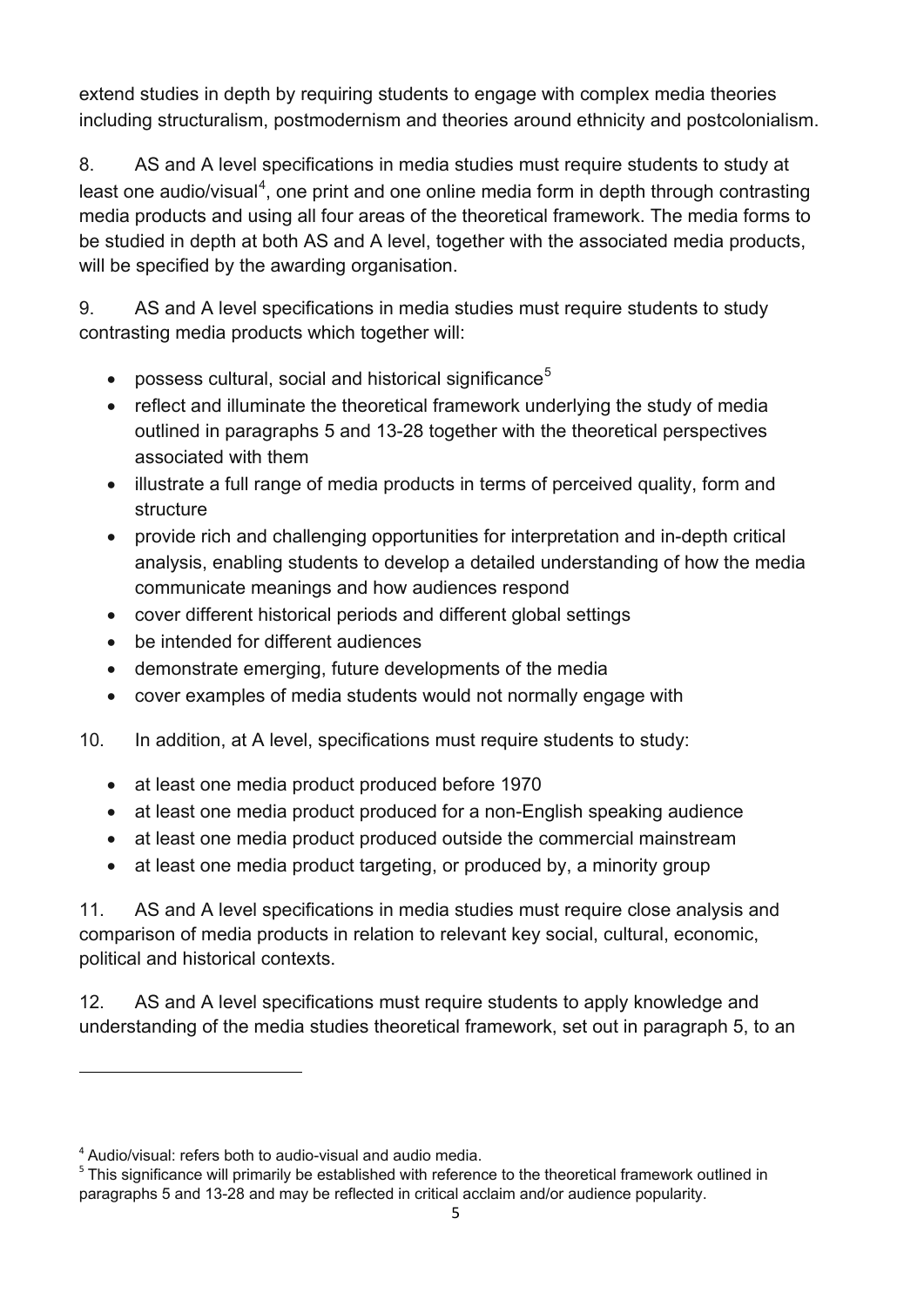extend studies in depth by requiring students to engage with complex media theories including structuralism, postmodernism and theories around ethnicity and postcolonialism.

8. AS and A level specifications in media studies must require students to study at least one audio/visual[4], one print and one online media form in depth through contrasting media products and using all four areas of the theoretical framework. The media forms to be studied in depth at both AS and A level, together with the associated media products, will be specified by the awarding organisation.

9. AS and A level specifications in media studies must require students to study contrasting media products which together will:

- possess cultural, social and historical significance[5]
- reflect and illuminate the theoretical framework underlying the study of media outlined in paragraphs 5 and 13-28 together with the theoretical perspectives associated with them
- illustrate a full range of media products in terms of perceived quality, form and structure
- provide rich and challenging opportunities for interpretation and in-depth critical analysis, enabling students to develop a detailed understanding of how the media communicate meanings and how audiences respond
- cover different historical periods and different global settings
- be intended for different audiences
- demonstrate emerging, future developments of the media
- cover examples of media students would not normally engage with

10. In addition, at A level, specifications must require students to study:

- at least one media product produced before 1970
- at least one media product produced for a non-English speaking audience
- at least one media product produced outside the commercial mainstream
- at least one media product targeting, or produced by, a minority group

11. AS and A level specifications in media studies must require close analysis and comparison of media products in relation to relevant key social, cultural, economic, political and historical contexts.

12. AS and A level specifications must require students to apply knowledge and understanding of the media studies theoretical framework, set out in paragraph 5, to an

---

[4] Audio/visual: refers both to audio-visual and audio media.

[5] This significance will primarily be established with reference to the theoretical framework outlined in paragraphs 5 and 13-28 and may be reflected in critical acclaim and/or audience popularity.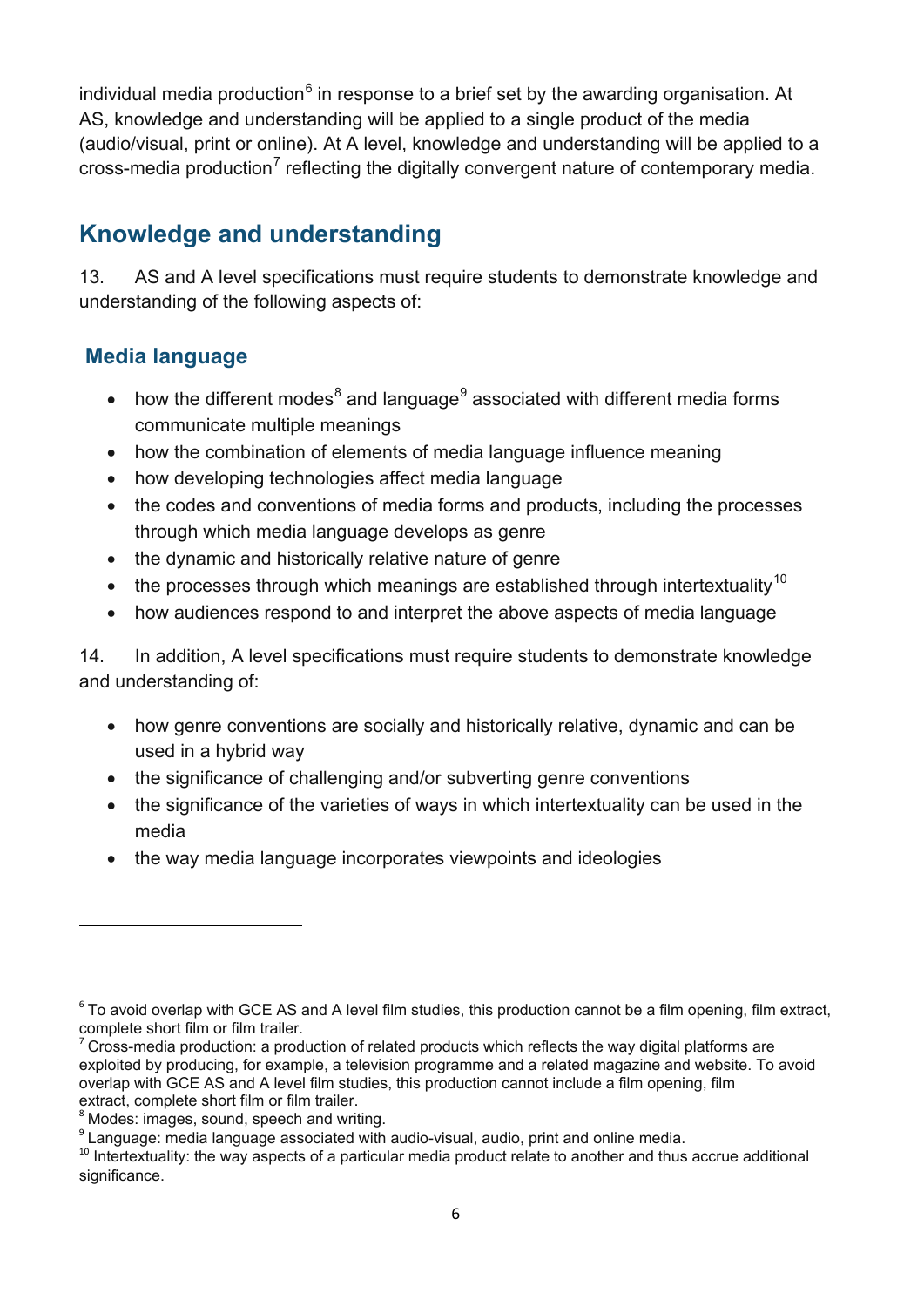individual media production[6] in response to a brief set by the awarding organisation. At AS, knowledge and understanding will be applied to a single product of the media (audio/visual, print or online). At A level, knowledge and understanding will be applied to a cross-media production[7] reflecting the digitally convergent nature of contemporary media.

## Knowledge and understanding

13. AS and A level specifications must require students to demonstrate knowledge and understanding of the following aspects of:

### Media language

- how the different modes[8] and language[9] associated with different media forms communicate multiple meanings
- how the combination of elements of media language influence meaning
- how developing technologies affect media language
- the codes and conventions of media forms and products, including the processes through which media language develops as genre
- the dynamic and historically relative nature of genre
- the processes through which meanings are established through intertextuality[10]
- how audiences respond to and interpret the above aspects of media language

14. In addition, A level specifications must require students to demonstrate knowledge and understanding of:

- how genre conventions are socially and historically relative, dynamic and can be used in a hybrid way
- the significance of challenging and/or subverting genre conventions
- the significance of the varieties of ways in which intertextuality can be used in the media
- the way media language incorporates viewpoints and ideologies

---

[6] To avoid overlap with GCE AS and A level film studies, this production cannot be a film opening, film extract, complete short film or film trailer.

[7] Cross-media production: a production of related products which reflects the way digital platforms are exploited by producing, for example, a television programme and a related magazine and website. To avoid overlap with GCE AS and A level film studies, this production cannot include a film opening, film extract, complete short film or film trailer.

[8] Modes: images, sound, speech and writing.

[9] Language: media language associated with audio-visual, audio, print and online media.

[10] Intertextuality: the way aspects of a particular media product relate to another and thus accrue additional significance.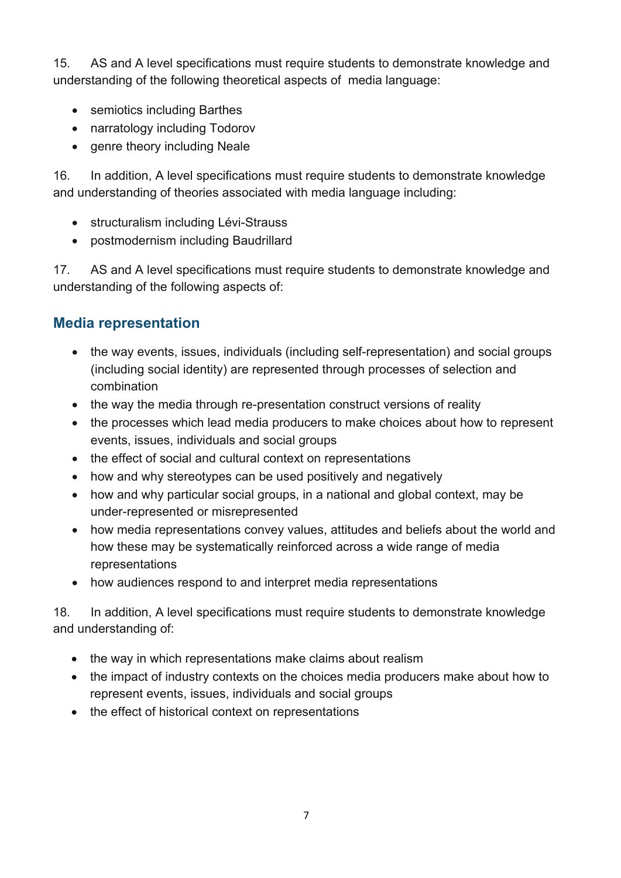15. AS and A level specifications must require students to demonstrate knowledge and understanding of the following theoretical aspects of media language:

- semiotics including Barthes
- narratology including Todorov
- genre theory including Neale

16. In addition, A level specifications must require students to demonstrate knowledge and understanding of theories associated with media language including:

- structuralism including Lévi-Strauss
- postmodernism including Baudrillard

17. AS and A level specifications must require students to demonstrate knowledge and understanding of the following aspects of:

## Media representation

- the way events, issues, individuals (including self-representation) and social groups (including social identity) are represented through processes of selection and combination
- the way the media through re-presentation construct versions of reality
- the processes which lead media producers to make choices about how to represent events, issues, individuals and social groups
- the effect of social and cultural context on representations
- how and why stereotypes can be used positively and negatively
- how and why particular social groups, in a national and global context, may be under-represented or misrepresented
- how media representations convey values, attitudes and beliefs about the world and how these may be systematically reinforced across a wide range of media representations
- how audiences respond to and interpret media representations

18. In addition, A level specifications must require students to demonstrate knowledge and understanding of:

- the way in which representations make claims about realism
- the impact of industry contexts on the choices media producers make about how to represent events, issues, individuals and social groups
- the effect of historical context on representations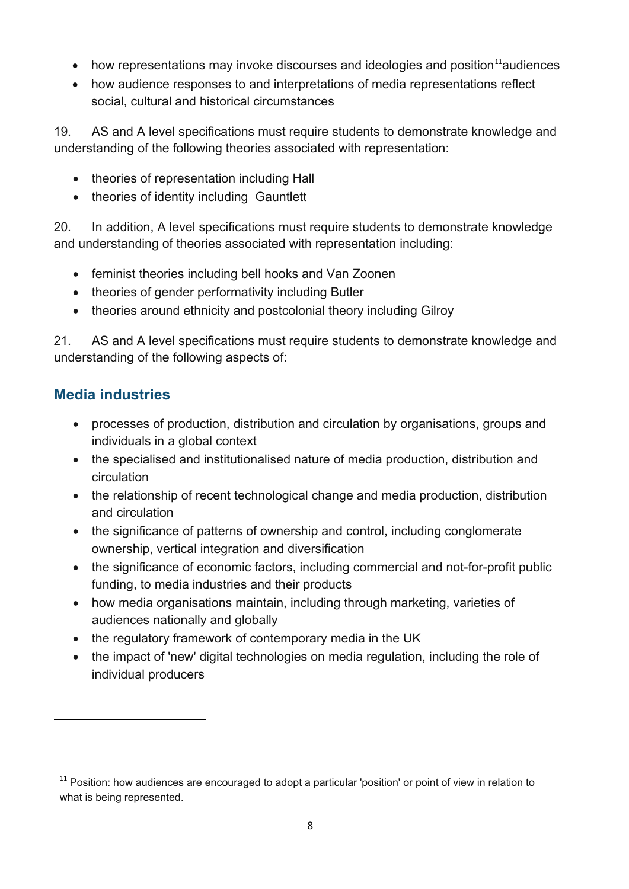- how representations may invoke discourses and ideologies and position[11] audiences
- how audience responses to and interpretations of media representations reflect social, cultural and historical circumstances

19. AS and A level specifications must require students to demonstrate knowledge and understanding of the following theories associated with representation:

- theories of representation including Hall
- theories of identity including Gauntlett

20. In addition, A level specifications must require students to demonstrate knowledge and understanding of theories associated with representation including:

- feminist theories including bell hooks and Van Zoonen
- theories of gender performativity including Butler
- theories around ethnicity and postcolonial theory including Gilroy

21. AS and A level specifications must require students to demonstrate knowledge and understanding of the following aspects of:

## Media industries

- processes of production, distribution and circulation by organisations, groups and individuals in a global context
- the specialised and institutionalised nature of media production, distribution and circulation
- the relationship of recent technological change and media production, distribution and circulation
- the significance of patterns of ownership and control, including conglomerate ownership, vertical integration and diversification
- the significance of economic factors, including commercial and not-for-profit public funding, to media industries and their products
- how media organisations maintain, including through marketing, varieties of audiences nationally and globally
- the regulatory framework of contemporary media in the UK
- the impact of 'new' digital technologies on media regulation, including the role of individual producers

---

[11] Position: how audiences are encouraged to adopt a particular 'position' or point of view in relation to what is being represented.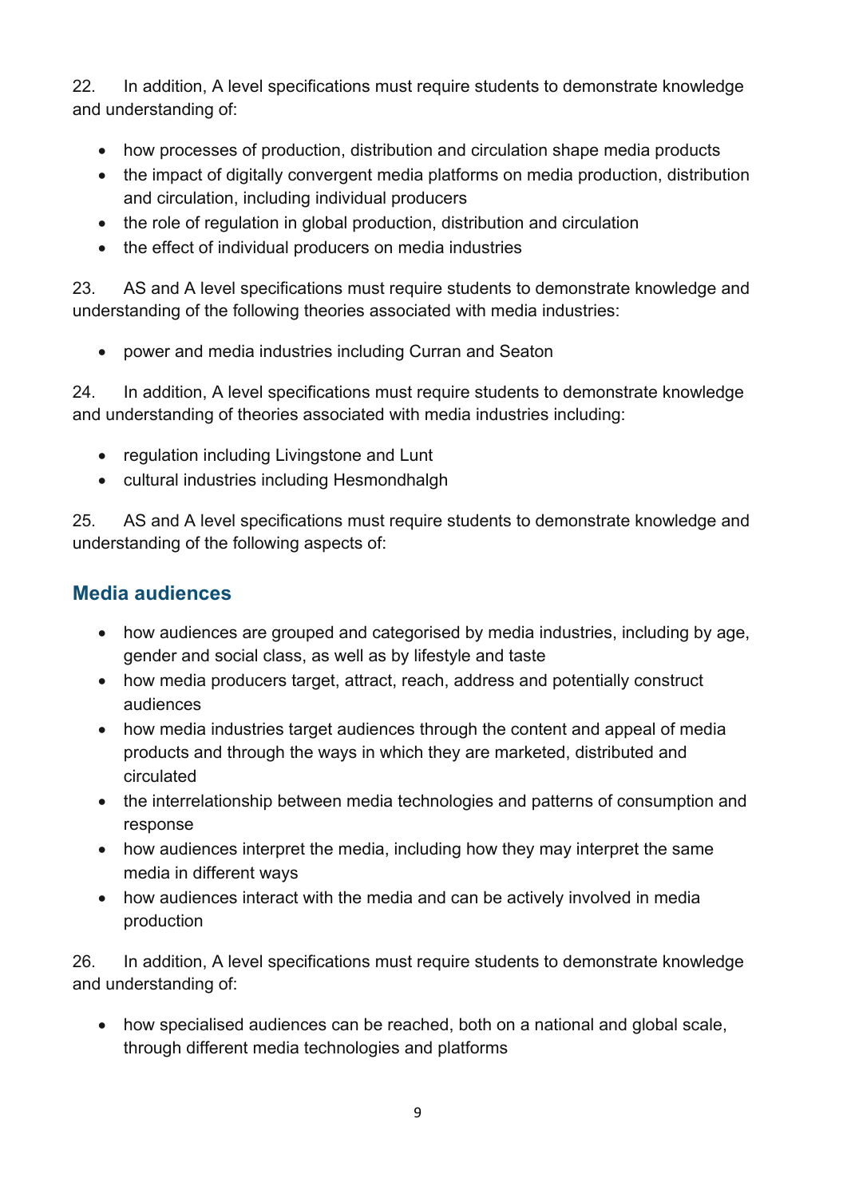22. In addition, A level specifications must require students to demonstrate knowledge and understanding of:

- how processes of production, distribution and circulation shape media products
- the impact of digitally convergent media platforms on media production, distribution and circulation, including individual producers
- the role of regulation in global production, distribution and circulation
- the effect of individual producers on media industries

23. AS and A level specifications must require students to demonstrate knowledge and understanding of the following theories associated with media industries:

- power and media industries including Curran and Seaton

24. In addition, A level specifications must require students to demonstrate knowledge and understanding of theories associated with media industries including:

- regulation including Livingstone and Lunt
- cultural industries including Hesmondhalgh

25. AS and A level specifications must require students to demonstrate knowledge and understanding of the following aspects of:

## Media audiences

- how audiences are grouped and categorised by media industries, including by age, gender and social class, as well as by lifestyle and taste
- how media producers target, attract, reach, address and potentially construct audiences
- how media industries target audiences through the content and appeal of media products and through the ways in which they are marketed, distributed and circulated
- the interrelationship between media technologies and patterns of consumption and response
- how audiences interpret the media, including how they may interpret the same media in different ways
- how audiences interact with the media and can be actively involved in media production

26. In addition, A level specifications must require students to demonstrate knowledge and understanding of:

- how specialised audiences can be reached, both on a national and global scale, through different media technologies and platforms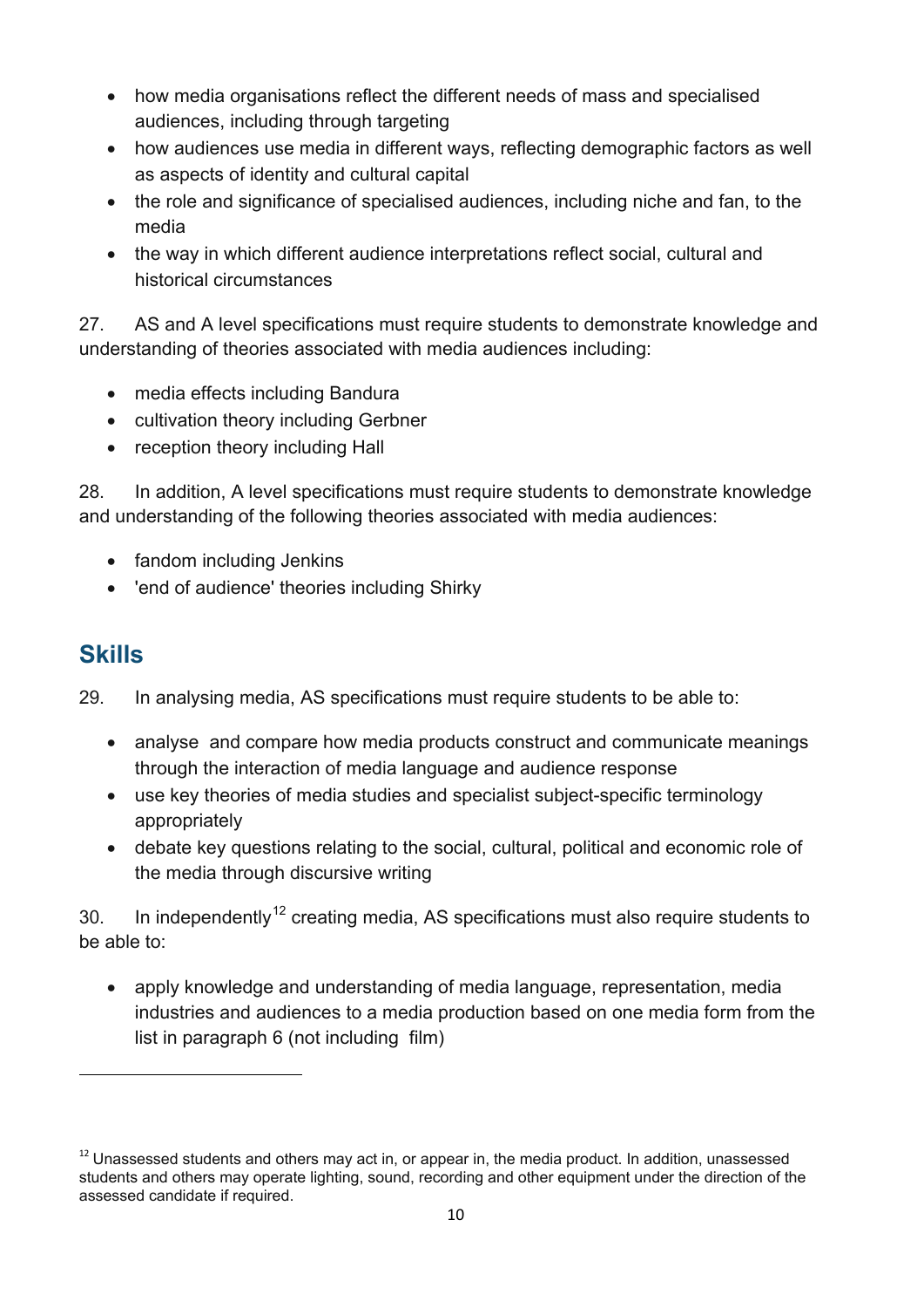- how media organisations reflect the different needs of mass and specialised audiences, including through targeting
- how audiences use media in different ways, reflecting demographic factors as well as aspects of identity and cultural capital
- the role and significance of specialised audiences, including niche and fan, to the media
- the way in which different audience interpretations reflect social, cultural and historical circumstances

27. AS and A level specifications must require students to demonstrate knowledge and understanding of theories associated with media audiences including:

- media effects including Bandura
- cultivation theory including Gerbner
- reception theory including Hall

28. In addition, A level specifications must require students to demonstrate knowledge and understanding of the following theories associated with media audiences:

- fandom including Jenkins
- 'end of audience' theories including Shirky

## Skills

29. In analysing media, AS specifications must require students to be able to:

- analyse and compare how media products construct and communicate meanings through the interaction of media language and audience response
- use key theories of media studies and specialist subject-specific terminology appropriately
- debate key questions relating to the social, cultural, political and economic role of the media through discursive writing

30. In independently[12] creating media, AS specifications must also require students to be able to:

- apply knowledge and understanding of media language, representation, media industries and audiences to a media production based on one media form from the list in paragraph 6 (not including film)

[12] Unassessed students and others may act in, or appear in, the media product. In addition, unassessed students and others may operate lighting, sound, recording and other equipment under the direction of the assessed candidate if required.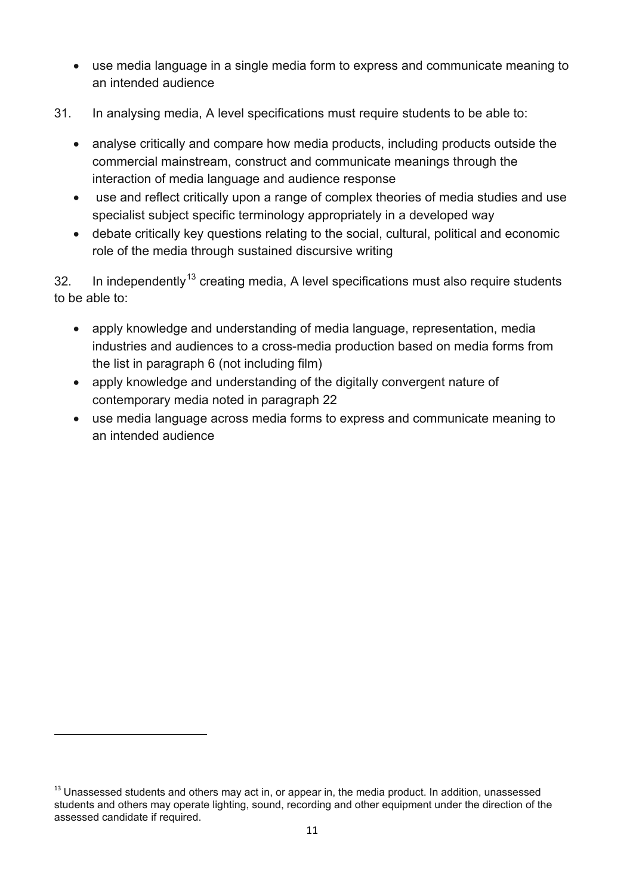- use media language in a single media form to express and communicate meaning to an intended audience

31. In analysing media, A level specifications must require students to be able to:

- analyse critically and compare how media products, including products outside the commercial mainstream, construct and communicate meanings through the interaction of media language and audience response
- use and reflect critically upon a range of complex theories of media studies and use specialist subject specific terminology appropriately in a developed way
- debate critically key questions relating to the social, cultural, political and economic role of the media through sustained discursive writing

32. In independently[13] creating media, A level specifications must also require students to be able to:

- apply knowledge and understanding of media language, representation, media industries and audiences to a cross-media production based on media forms from the list in paragraph 6 (not including film)
- apply knowledge and understanding of the digitally convergent nature of contemporary media noted in paragraph 22
- use media language across media forms to express and communicate meaning to an intended audience

[13] Unassessed students and others may act in, or appear in, the media product. In addition, unassessed students and others may operate lighting, sound, recording and other equipment under the direction of the assessed candidate if required.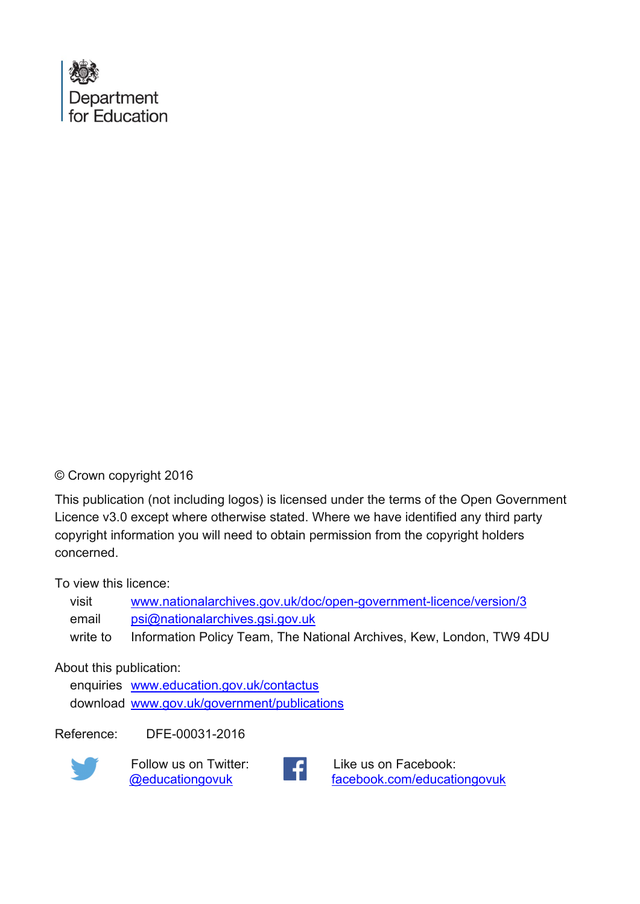Department
for Education

© Crown copyright 2016

This publication (not including logos) is licensed under the terms of the Open Government Licence v3.0 except where otherwise stated. Where we have identified any third party copyright information you will need to obtain permission from the copyright holders concerned.

To view this licence:

| | |
|---|---|
| visit | www.nationalarchives.gov.uk/doc/open-government-licence/version/3 |
| email | psi@nationalarchives.gsi.gov.uk |
| write to | Information Policy Team, The National Archives, Kew, London, TW9 4DU |

About this publication:

| | |
|---|---|
| enquiries | www.education.gov.uk/contactus |
| download | www.gov.uk/government/publications |

Reference: DFE-00031-2016

Follow us on Twitter: @educationgovuk

Like us on Facebook: facebook.com/educationgovuk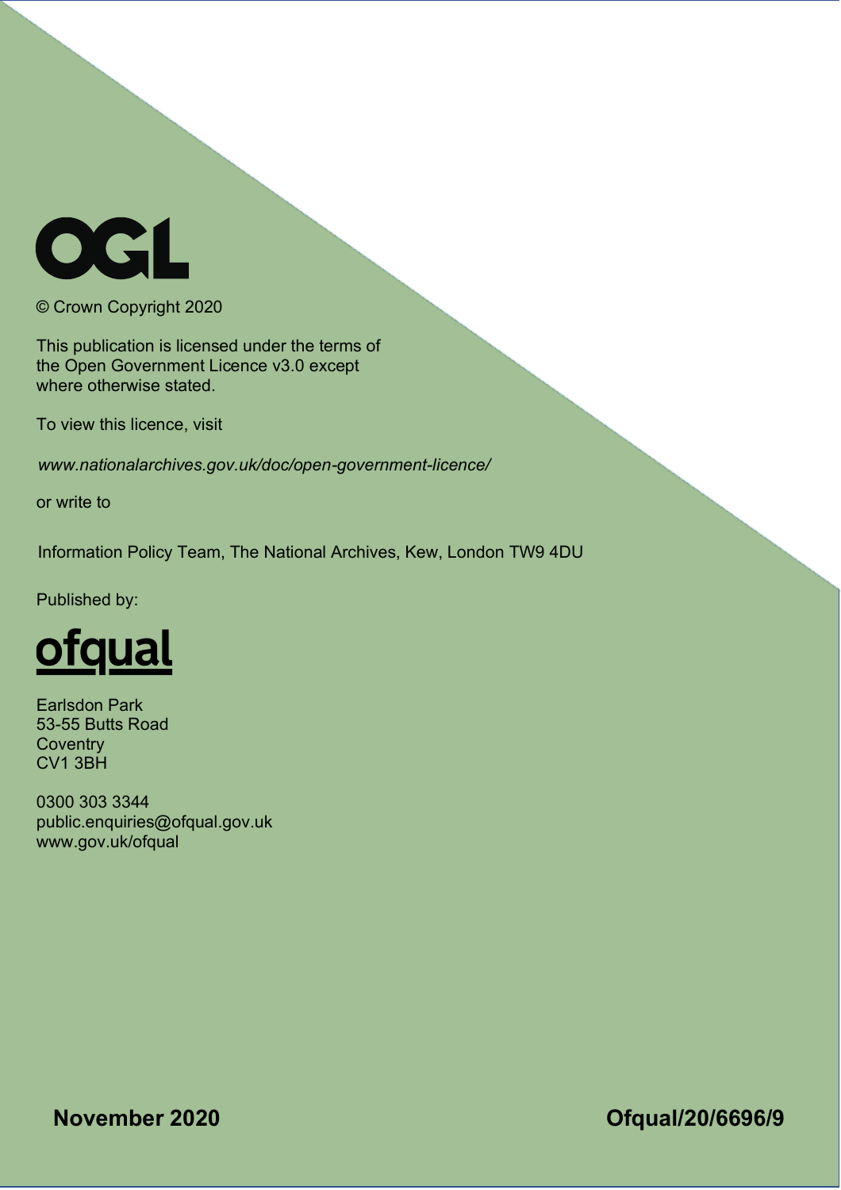OGL

© Crown Copyright 2020

This publication is licensed under the terms of the Open Government Licence v3.0 except where otherwise stated.

To view this licence, visit

*www.nationalarchives.gov.uk/doc/open-government-licence/*

or write to

Information Policy Team, The National Archives, Kew, London TW9 4DU

Published by:

ofqual

Earlsdon Park
53-55 Butts Road
Coventry
CV1 3BH

0300 303 3344
public.enquiries@ofqual.gov.uk
www.gov.uk/ofqual

**November 2020** **Ofqual/20/6696/9**